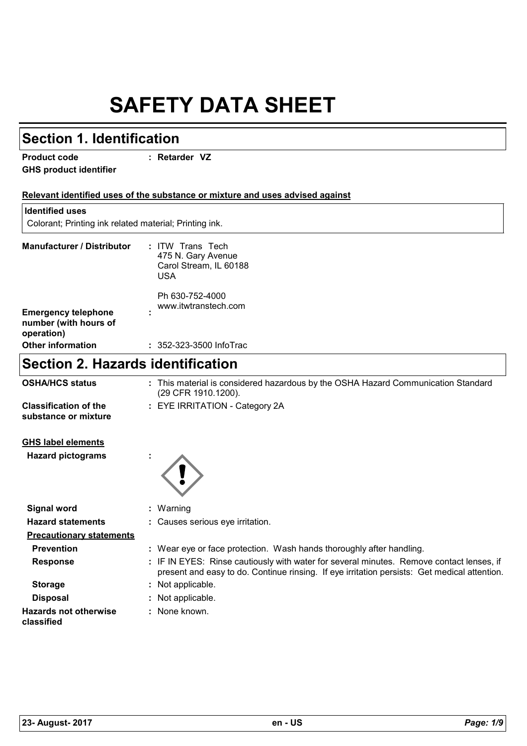# SAFETY DATA SHEET

## Section 1. Identification

| | | |
|---|---|---|
| **Product code** | : | **Retarder VZ** |
| **GHS product identifier** | | |

**Relevant identified uses of the substance or mixture and uses advised against**

| **Identified uses** |
|---|
| Colorant; Printing ink related material; Printing ink. |

| | | |
|---|---|---|
| **Manufacturer / Distributor** | : | ITW Trans Tech<br>475 N. Gary Avenue<br>Carol Stream, IL 60188<br>USA<br><br>Ph 630-752-4000<br>www.itwtranstech.com |
| **Emergency telephone number (with hours of operation)** | : | |
| **Other information** | : | 352-323-3500 InfoTrac |

## Section 2. Hazards identification

| | | |
|---|---|---|
| **OSHA/HCS status** | : | This material is considered hazardous by the OSHA Hazard Communication Standard (29 CFR 1910.1200). |
| **Classification of the substance or mixture** | : | EYE IRRITATION - Category 2A |

**GHS label elements**

| | | |
|---|---|---|
| **Hazard pictograms** | : | |
| **Signal word** | : | Warning |
| **Hazard statements** | : | Causes serious eye irritation. |
| **Precautionary statements** | | |
| **Prevention** | : | Wear eye or face protection. Wash hands thoroughly after handling. |
| **Response** | : | IF IN EYES: Rinse cautiously with water for several minutes. Remove contact lenses, if present and easy to do. Continue rinsing. If eye irritation persists: Get medical attention. |
| **Storage** | : | Not applicable. |
| **Disposal** | : | Not applicable. |
| **Hazards not otherwise classified** | : | None known. |

23- August- 2017 en - US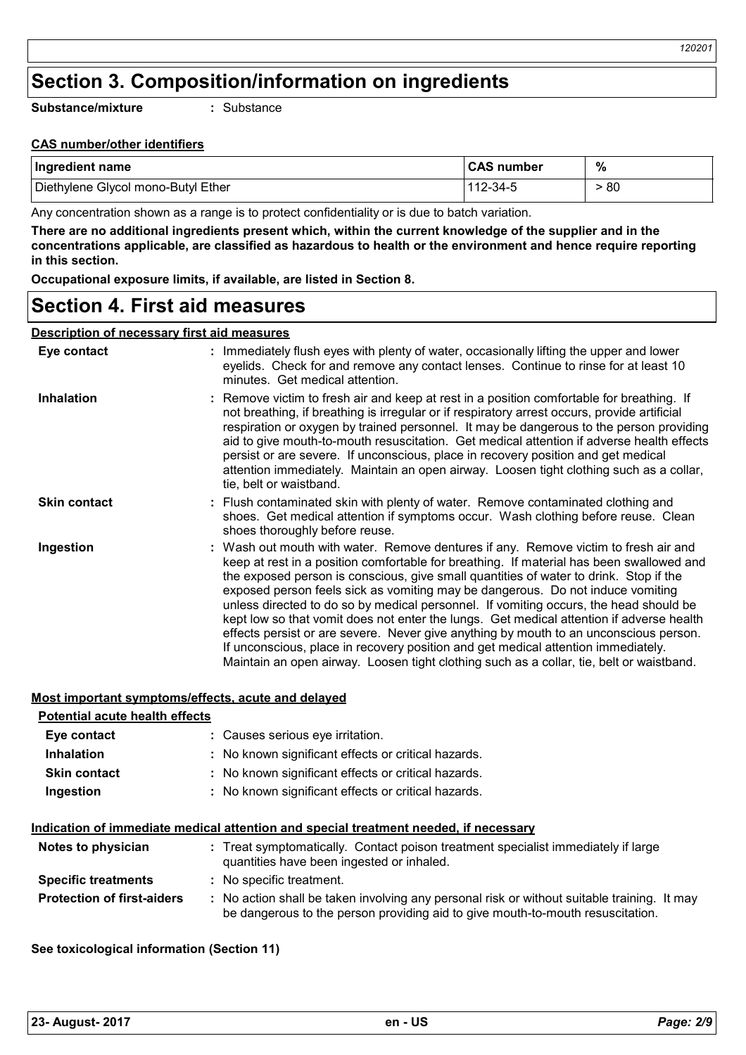## Section 3. Composition/information on ingredients

**Substance/mixture** : Substance

**CAS number/other identifiers**

| Ingredient name | CAS number | % |
|---|---|---|
| Diethylene Glycol mono-Butyl Ether | 112-34-5 | > 80 |

Any concentration shown as a range is to protect confidentiality or is due to batch variation.

**There are no additional ingredients present which, within the current knowledge of the supplier and in the concentrations applicable, are classified as hazardous to health or the environment and hence require reporting in this section.**

**Occupational exposure limits, if available, are listed in Section 8.**

## Section 4. First aid measures

**Description of necessary first aid measures**

**Eye contact** : Immediately flush eyes with plenty of water, occasionally lifting the upper and lower eyelids. Check for and remove any contact lenses. Continue to rinse for at least 10 minutes. Get medical attention.

**Inhalation** : Remove victim to fresh air and keep at rest in a position comfortable for breathing. If not breathing, if breathing is irregular or if respiratory arrest occurs, provide artificial respiration or oxygen by trained personnel. It may be dangerous to the person providing aid to give mouth-to-mouth resuscitation. Get medical attention if adverse health effects persist or are severe. If unconscious, place in recovery position and get medical attention immediately. Maintain an open airway. Loosen tight clothing such as a collar, tie, belt or waistband.

**Skin contact** : Flush contaminated skin with plenty of water. Remove contaminated clothing and shoes. Get medical attention if symptoms occur. Wash clothing before reuse. Clean shoes thoroughly before reuse.

**Ingestion** : Wash out mouth with water. Remove dentures if any. Remove victim to fresh air and keep at rest in a position comfortable for breathing. If material has been swallowed and the exposed person is conscious, give small quantities of water to drink. Stop if the exposed person feels sick as vomiting may be dangerous. Do not induce vomiting unless directed to do so by medical personnel. If vomiting occurs, the head should be kept low so that vomit does not enter the lungs. Get medical attention if adverse health effects persist or are severe. Never give anything by mouth to an unconscious person. If unconscious, place in recovery position and get medical attention immediately. Maintain an open airway. Loosen tight clothing such as a collar, tie, belt or waistband.

**Most important symptoms/effects, acute and delayed**

**Potential acute health effects**

**Eye contact** : Causes serious eye irritation.

**Inhalation** : No known significant effects or critical hazards.

**Skin contact** : No known significant effects or critical hazards.

**Ingestion** : No known significant effects or critical hazards.

**Indication of immediate medical attention and special treatment needed, if necessary**

**Notes to physician** : Treat symptomatically. Contact poison treatment specialist immediately if large quantities have been ingested or inhaled.

**Specific treatments** : No specific treatment.

**Protection of first-aiders** : No action shall be taken involving any personal risk or without suitable training. It may be dangerous to the person providing aid to give mouth-to-mouth resuscitation.

**See toxicological information (Section 11)**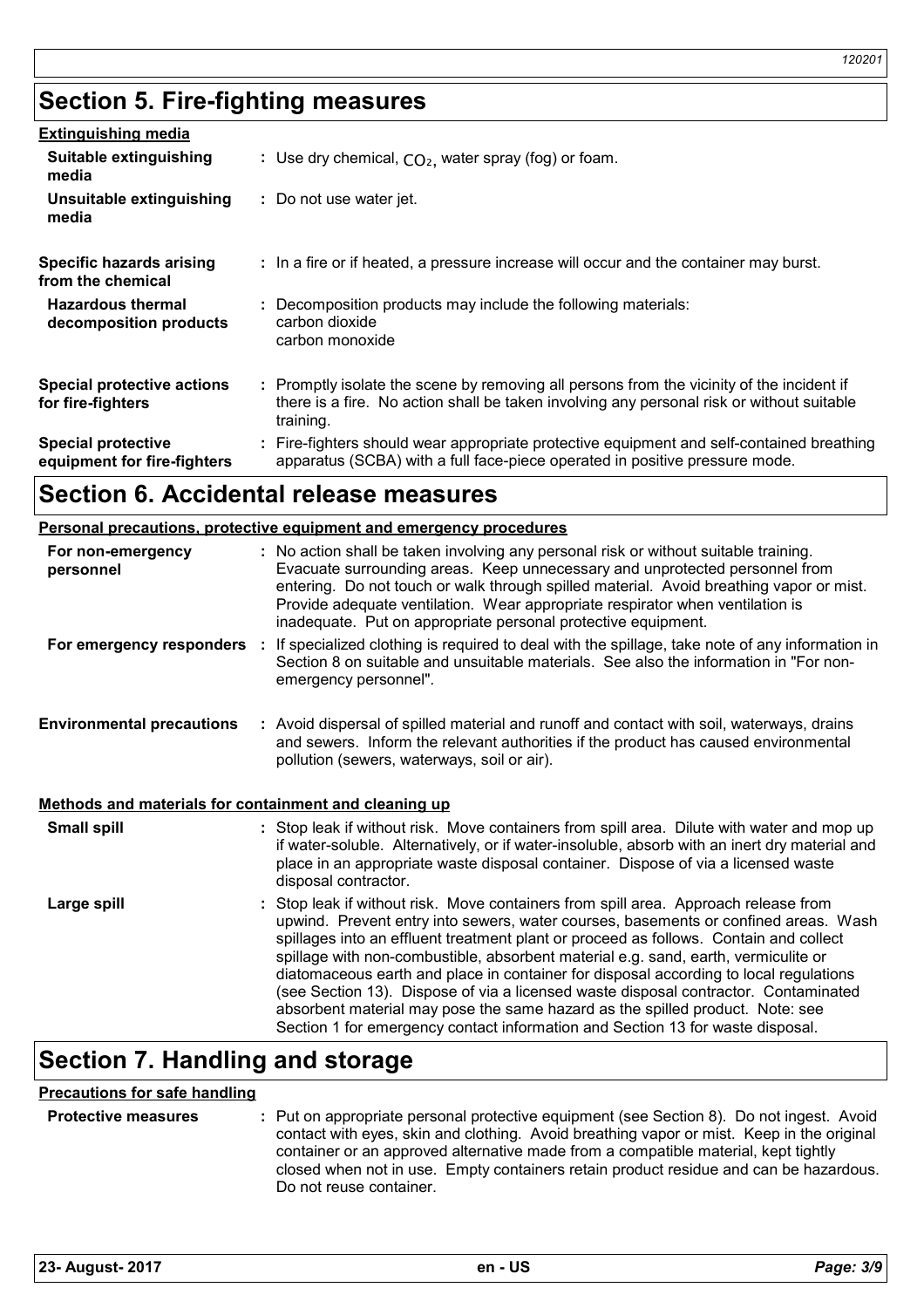## Section 5. Fire-fighting measures

**Extinguishing media**

**Suitable extinguishing media** : Use dry chemical, $CO_2$, water spray (fog) or foam.

**Unsuitable extinguishing media** : Do not use water jet.

**Specific hazards arising from the chemical** : In a fire or if heated, a pressure increase will occur and the container may burst.

**Hazardous thermal decomposition products** : Decomposition products may include the following materials:
carbon dioxide
carbon monoxide

**Special protective actions for fire-fighters** : Promptly isolate the scene by removing all persons from the vicinity of the incident if there is a fire. No action shall be taken involving any personal risk or without suitable training.

**Special protective equipment for fire-fighters** : Fire-fighters should wear appropriate protective equipment and self-contained breathing apparatus (SCBA) with a full face-piece operated in positive pressure mode.

## Section 6. Accidental release measures

**Personal precautions, protective equipment and emergency procedures**

**For non-emergency personnel** : No action shall be taken involving any personal risk or without suitable training. Evacuate surrounding areas. Keep unnecessary and unprotected personnel from entering. Do not touch or walk through spilled material. Avoid breathing vapor or mist. Provide adequate ventilation. Wear appropriate respirator when ventilation is inadequate. Put on appropriate personal protective equipment.

**For emergency responders** : If specialized clothing is required to deal with the spillage, take note of any information in Section 8 on suitable and unsuitable materials. See also the information in "For non-emergency personnel".

**Environmental precautions** : Avoid dispersal of spilled material and runoff and contact with soil, waterways, drains and sewers. Inform the relevant authorities if the product has caused environmental pollution (sewers, waterways, soil or air).

**Methods and materials for containment and cleaning up**

**Small spill** : Stop leak if without risk. Move containers from spill area. Dilute with water and mop up if water-soluble. Alternatively, or if water-insoluble, absorb with an inert dry material and place in an appropriate waste disposal container. Dispose of via a licensed waste disposal contractor.

**Large spill** : Stop leak if without risk. Move containers from spill area. Approach release from upwind. Prevent entry into sewers, water courses, basements or confined areas. Wash spillages into an effluent treatment plant or proceed as follows. Contain and collect spillage with non-combustible, absorbent material e.g. sand, earth, vermiculite or diatomaceous earth and place in container for disposal according to local regulations (see Section 13). Dispose of via a licensed waste disposal contractor. Contaminated absorbent material may pose the same hazard as the spilled product. Note: see Section 1 for emergency contact information and Section 13 for waste disposal.

## Section 7. Handling and storage

**Precautions for safe handling**

**Protective measures** : Put on appropriate personal protective equipment (see Section 8). Do not ingest. Avoid contact with eyes, skin and clothing. Avoid breathing vapor or mist. Keep in the original container or an approved alternative made from a compatible material, kept tightly closed when not in use. Empty containers retain product residue and can be hazardous. Do not reuse container.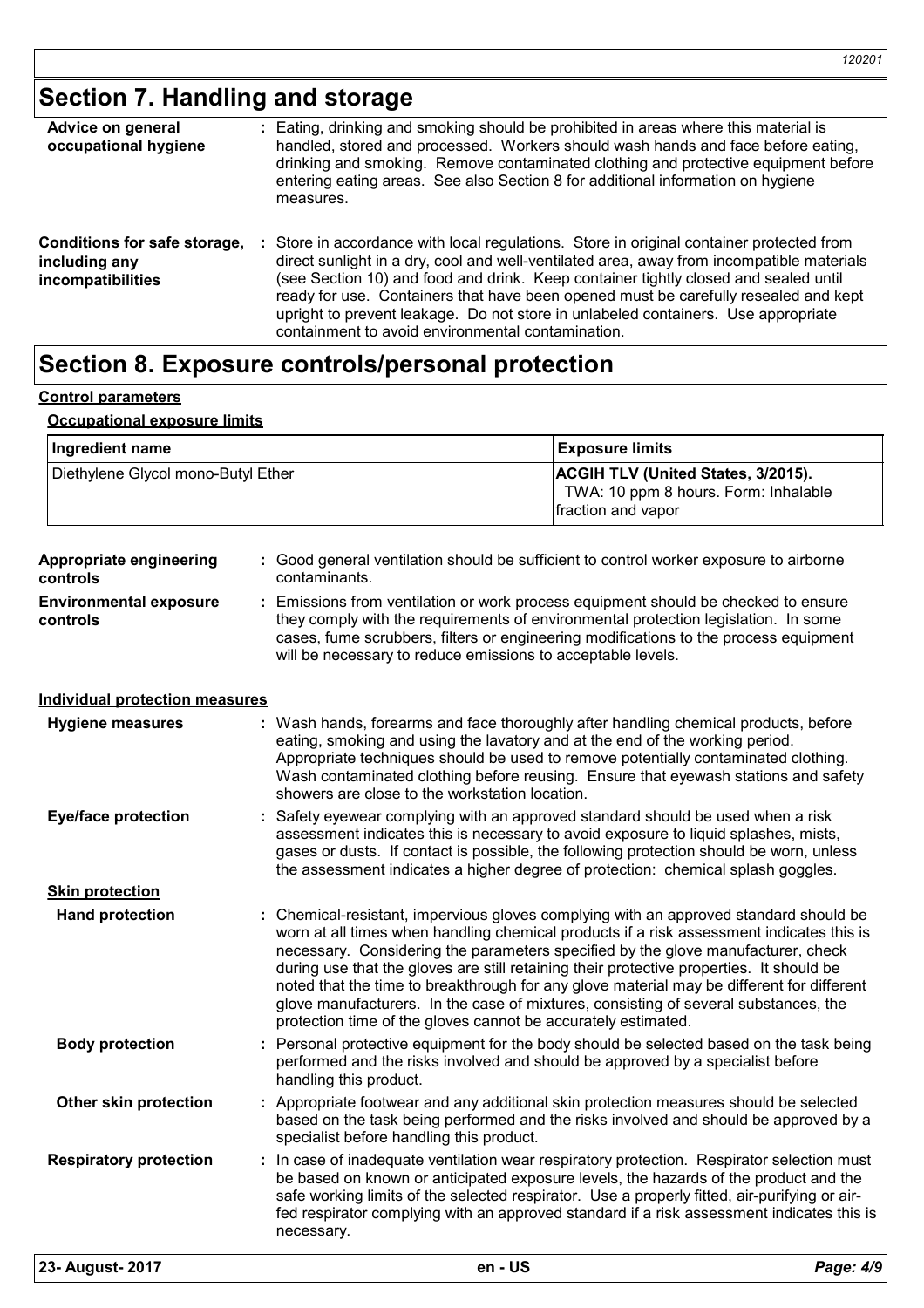## Section 7. Handling and storage

**Advice on general occupational hygiene** : Eating, drinking and smoking should be prohibited in areas where this material is handled, stored and processed. Workers should wash hands and face before eating, drinking and smoking. Remove contaminated clothing and protective equipment before entering eating areas. See also Section 8 for additional information on hygiene measures.

**Conditions for safe storage, including any incompatibilities** : Store in accordance with local regulations. Store in original container protected from direct sunlight in a dry, cool and well-ventilated area, away from incompatible materials (see Section 10) and food and drink. Keep container tightly closed and sealed until ready for use. Containers that have been opened must be carefully resealed and kept upright to prevent leakage. Do not store in unlabeled containers. Use appropriate containment to avoid environmental contamination.

## Section 8. Exposure controls/personal protection

**Control parameters**

**Occupational exposure limits**

| Ingredient name | Exposure limits |
|---|---|
| Diethylene Glycol mono-Butyl Ether | **ACGIH TLV (United States, 3/2015).** TWA: 10 ppm 8 hours. Form: Inhalable fraction and vapor |

**Appropriate engineering controls** : Good general ventilation should be sufficient to control worker exposure to airborne contaminants.

**Environmental exposure controls** : Emissions from ventilation or work process equipment should be checked to ensure they comply with the requirements of environmental protection legislation. In some cases, fume scrubbers, filters or engineering modifications to the process equipment will be necessary to reduce emissions to acceptable levels.

**Individual protection measures**

**Hygiene measures** : Wash hands, forearms and face thoroughly after handling chemical products, before eating, smoking and using the lavatory and at the end of the working period. Appropriate techniques should be used to remove potentially contaminated clothing. Wash contaminated clothing before reusing. Ensure that eyewash stations and safety showers are close to the workstation location.

**Eye/face protection** : Safety eyewear complying with an approved standard should be used when a risk assessment indicates this is necessary to avoid exposure to liquid splashes, mists, gases or dusts. If contact is possible, the following protection should be worn, unless the assessment indicates a higher degree of protection: chemical splash goggles.

**Skin protection**

**Hand protection** : Chemical-resistant, impervious gloves complying with an approved standard should be worn at all times when handling chemical products if a risk assessment indicates this is necessary. Considering the parameters specified by the glove manufacturer, check during use that the gloves are still retaining their protective properties. It should be noted that the time to breakthrough for any glove material may be different for different glove manufacturers. In the case of mixtures, consisting of several substances, the protection time of the gloves cannot be accurately estimated.

**Body protection** : Personal protective equipment for the body should be selected based on the task being performed and the risks involved and should be approved by a specialist before handling this product.

**Other skin protection** : Appropriate footwear and any additional skin protection measures should be selected based on the task being performed and the risks involved and should be approved by a specialist before handling this product.

**Respiratory protection** : In case of inadequate ventilation wear respiratory protection. Respirator selection must be based on known or anticipated exposure levels, the hazards of the product and the safe working limits of the selected respirator. Use a properly fitted, air-purifying or air-fed respirator complying with an approved standard if a risk assessment indicates this is necessary.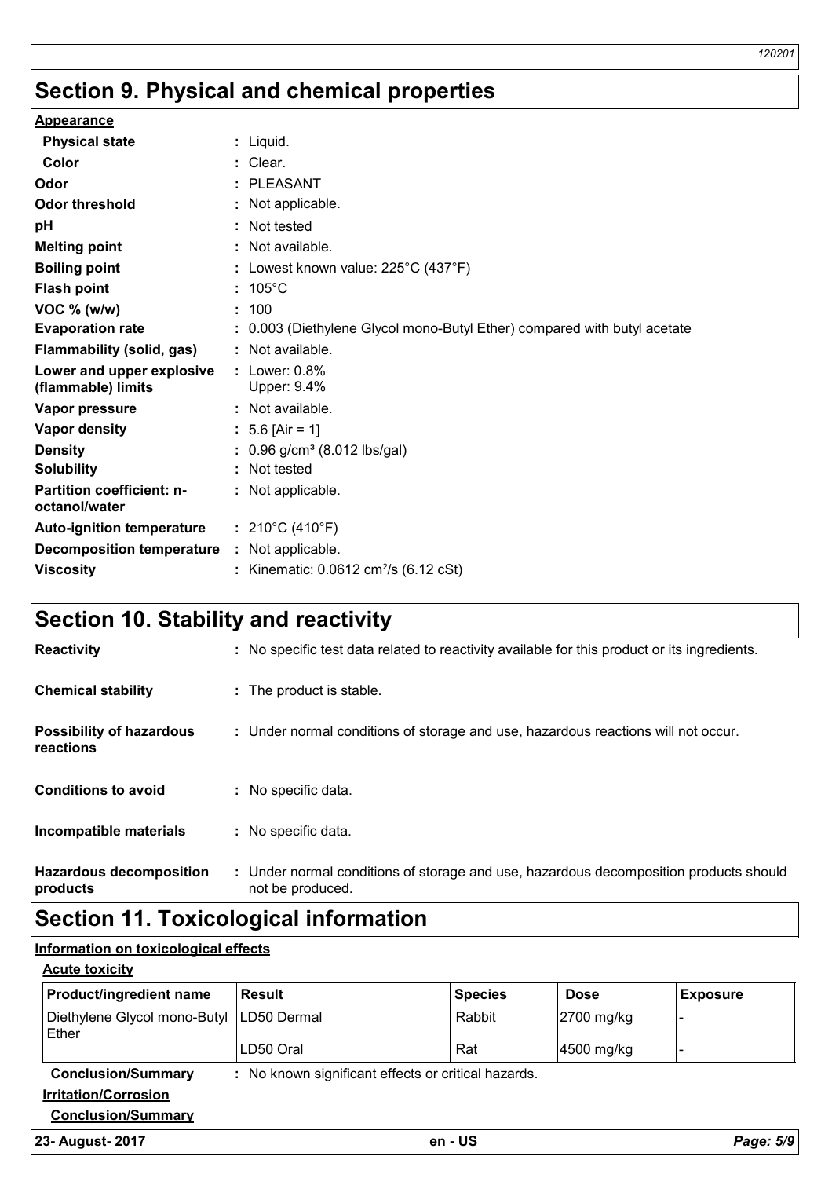# Section 9. Physical and chemical properties

**Appearance**

| | |
|---|---|
| **Physical state** | : Liquid. |
| **Color** | : Clear. |
| **Odor** | : PLEASANT |
| **Odor threshold** | : Not applicable. |
| **pH** | : Not tested |
| **Melting point** | : Not available. |
| **Boiling point** | : Lowest known value: 225°C (437°F) |
| **Flash point** | : 105°C |
| **VOC % (w/w)** | : 100 |
| **Evaporation rate** | : 0.003 (Diethylene Glycol mono-Butyl Ether) compared with butyl acetate |
| **Flammability (solid, gas)** | : Not available. |
| **Lower and upper explosive (flammable) limits** | : Lower: 0.8% Upper: 9.4% |
| **Vapor pressure** | : Not available. |
| **Vapor density** | : 5.6 [Air = 1] |
| **Density** | : 0.96 g/cm³ (8.012 lbs/gal) |
| **Solubility** | : Not tested |
| **Partition coefficient: n-octanol/water** | : Not applicable. |
| **Auto-ignition temperature** | : 210°C (410°F) |
| **Decomposition temperature** | : Not applicable. |
| **Viscosity** | : Kinematic: 0.0612 $cm^2/s$ (6.12 cSt) |

# Section 10. Stability and reactivity

| | |
|---|---|
| **Reactivity** | : No specific test data related to reactivity available for this product or its ingredients. |
| **Chemical stability** | : The product is stable. |
| **Possibility of hazardous reactions** | : Under normal conditions of storage and use, hazardous reactions will not occur. |
| **Conditions to avoid** | : No specific data. |
| **Incompatible materials** | : No specific data. |
| **Hazardous decomposition products** | : Under normal conditions of storage and use, hazardous decomposition products should not be produced. |

# Section 11. Toxicological information

**Information on toxicological effects**

**Acute toxicity**

| Product/ingredient name | Result | Species | Dose | Exposure |
|---|---|---|---|---|
| Diethylene Glycol mono-Butyl Ether | LD50 Dermal | Rabbit | 2700 mg/kg | - |
| | LD50 Oral | Rat | 4500 mg/kg | - |

**Conclusion/Summary** : No known significant effects or critical hazards.

**Irritation/Corrosion**

**Conclusion/Summary**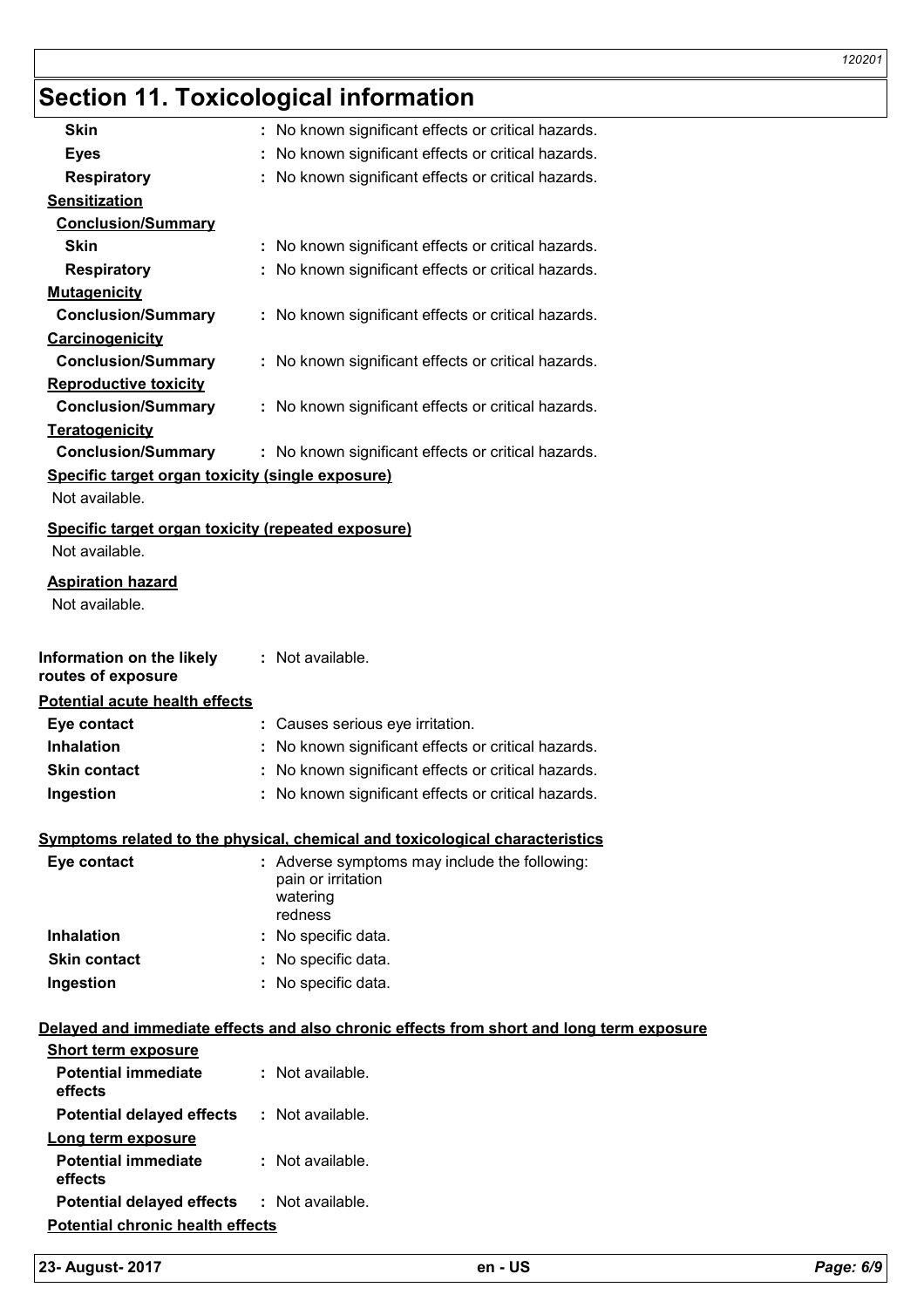## Section 11. Toxicological information

**Skin** : No known significant effects or critical hazards.

**Eyes** : No known significant effects or critical hazards.

**Respiratory** : No known significant effects or critical hazards.

**Sensitization**

**Conclusion/Summary**

**Skin** : No known significant effects or critical hazards.

**Respiratory** : No known significant effects or critical hazards.

**Mutagenicity**

**Conclusion/Summary** : No known significant effects or critical hazards.

**Carcinogenicity**

**Conclusion/Summary** : No known significant effects or critical hazards.

**Reproductive toxicity**

**Conclusion/Summary** : No known significant effects or critical hazards.

**Teratogenicity**

**Conclusion/Summary** : No known significant effects or critical hazards.

**Specific target organ toxicity (single exposure)**

Not available.

**Specific target organ toxicity (repeated exposure)**

Not available.

**Aspiration hazard**

Not available.

**Information on the likely routes of exposure** : Not available.

**Potential acute health effects**

**Eye contact** : Causes serious eye irritation.

**Inhalation** : No known significant effects or critical hazards.

**Skin contact** : No known significant effects or critical hazards.

**Ingestion** : No known significant effects or critical hazards.

**Symptoms related to the physical, chemical and toxicological characteristics**

**Eye contact** : Adverse symptoms may include the following:
pain or irritation
watering
redness

**Inhalation** : No specific data.

**Skin contact** : No specific data.

**Ingestion** : No specific data.

**Delayed and immediate effects and also chronic effects from short and long term exposure**

**Short term exposure**

**Potential immediate effects** : Not available.

**Potential delayed effects** : Not available.

**Long term exposure**

**Potential immediate effects** : Not available.

**Potential delayed effects** : Not available.

**Potential chronic health effects**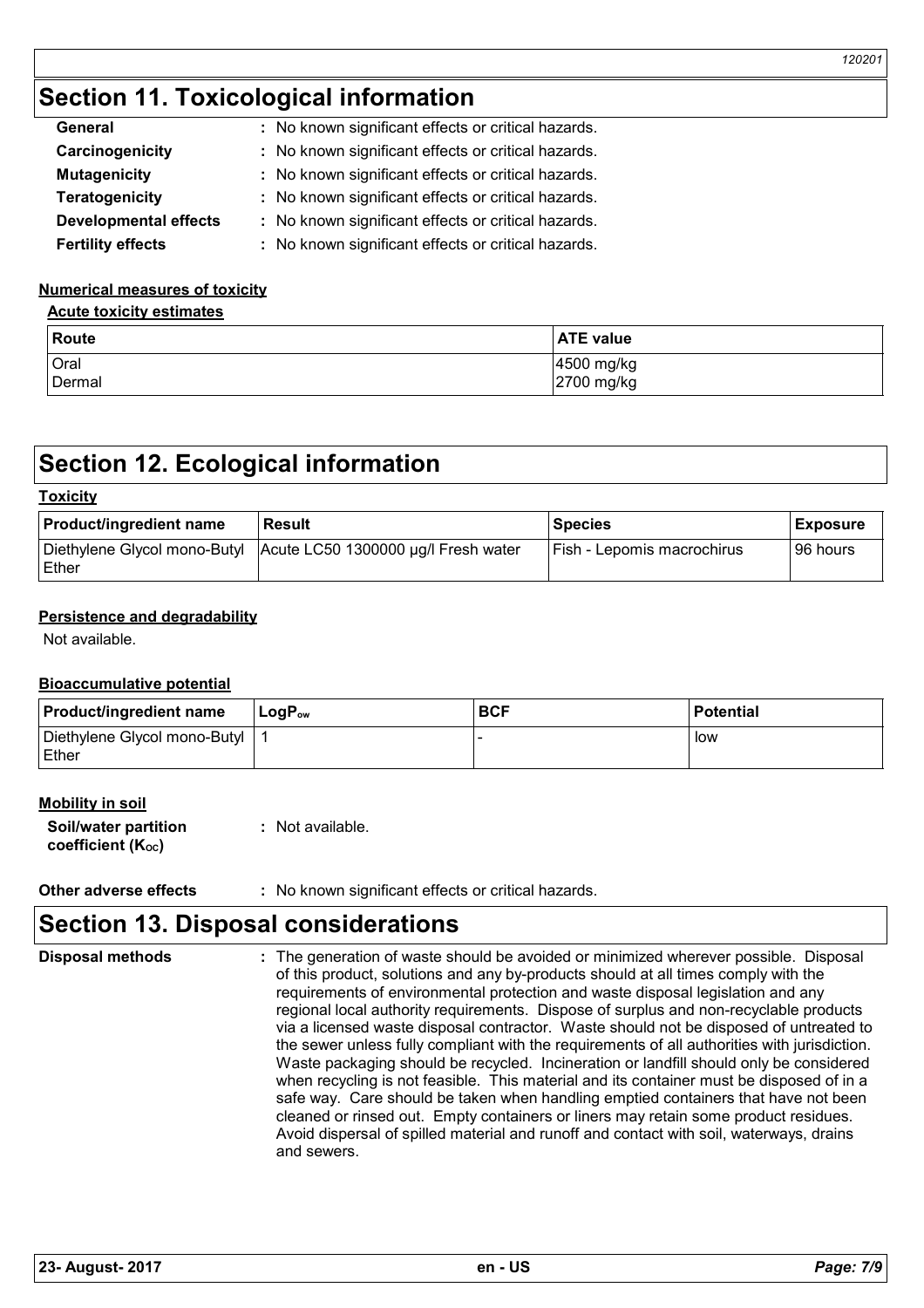## Section 11. Toxicological information

**General** : No known significant effects or critical hazards.

**Carcinogenicity** : No known significant effects or critical hazards.

**Mutagenicity** : No known significant effects or critical hazards.

**Teratogenicity** : No known significant effects or critical hazards.

**Developmental effects** : No known significant effects or critical hazards.

**Fertility effects** : No known significant effects or critical hazards.

**Numerical measures of toxicity**

**Acute toxicity estimates**

| Route | ATE value |
| --- | --- |
| Oral | 4500 mg/kg |
| Dermal | 2700 mg/kg |

## Section 12. Ecological information

**Toxicity**

| Product/ingredient name | Result | Species | Exposure |
| --- | --- | --- | --- |
| Diethylene Glycol mono-Butyl Ether | Acute LC50 1300000 µg/l Fresh water | Fish - Lepomis macrochirus | 96 hours |

**Persistence and degradability**

Not available.

**Bioaccumulative potential**

| Product/ingredient name | $LogP_{ow}$ | BCF | Potential |
| --- | --- | --- | --- |
| Diethylene Glycol mono-Butyl Ether | 1 | - | low |

**Mobility in soil**

**Soil/water partition coefficient ($K_{OC}$)** : Not available.

**Other adverse effects** : No known significant effects or critical hazards.

## Section 13. Disposal considerations

**Disposal methods** : The generation of waste should be avoided or minimized wherever possible. Disposal of this product, solutions and any by-products should at all times comply with the requirements of environmental protection and waste disposal legislation and any regional local authority requirements. Dispose of surplus and non-recyclable products via a licensed waste disposal contractor. Waste should not be disposed of untreated to the sewer unless fully compliant with the requirements of all authorities with jurisdiction. Waste packaging should be recycled. Incineration or landfill should only be considered when recycling is not feasible. This material and its container must be disposed of in a safe way. Care should be taken when handling emptied containers that have not been cleaned or rinsed out. Empty containers or liners may retain some product residues. Avoid dispersal of spilled material and runoff and contact with soil, waterways, drains and sewers.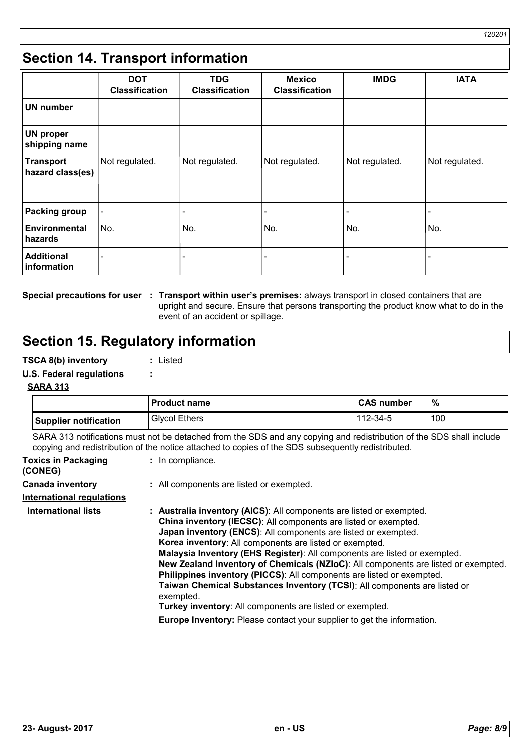# Section 14. Transport information

| | DOT Classification | TDG Classification | Mexico Classification | IMDG | IATA |
|---|---|---|---|---|---|
| **UN number** | | | | | |
| **UN proper shipping name** | | | | | |
| **Transport hazard class(es)** | Not regulated. | Not regulated. | Not regulated. | Not regulated. | Not regulated. |
| **Packing group** | - | - | - | - | - |
| **Environmental hazards** | No. | No. | No. | No. | No. |
| **Additional information** | - | - | - | - | - |

**Special precautions for user** : **Transport within user's premises:** always transport in closed containers that are upright and secure. Ensure that persons transporting the product know what to do in the event of an accident or spillage.

# Section 15. Regulatory information

**TSCA 8(b) inventory** : Listed

**U.S. Federal regulations** :

**SARA 313**

| | Product name | CAS number | % |
|---|---|---|---|
| **Supplier notification** | Glycol Ethers | 112-34-5 | 100 |

SARA 313 notifications must not be detached from the SDS and any copying and redistribution of the SDS shall include copying and redistribution of the notice attached to copies of the SDS subsequently redistributed.

**Toxics in Packaging (CONEG)** : In compliance.

**Canada inventory** : All components are listed or exempted.

**International regulations**

**International lists** :

**Australia inventory (AICS)**: All components are listed or exempted.
**China inventory (IECSC)**: All components are listed or exempted.
**Japan inventory (ENCS)**: All components are listed or exempted.
**Korea inventory**: All components are listed or exempted.
**Malaysia Inventory (EHS Register)**: All components are listed or exempted.
**New Zealand Inventory of Chemicals (NZIoC)**: All components are listed or exempted.
**Philippines inventory (PICCS)**: All components are listed or exempted.
**Taiwan Chemical Substances Inventory (TCSI)**: All components are listed or exempted.
**Turkey inventory**: All components are listed or exempted.

**Europe Inventory:** Please contact your supplier to get the information.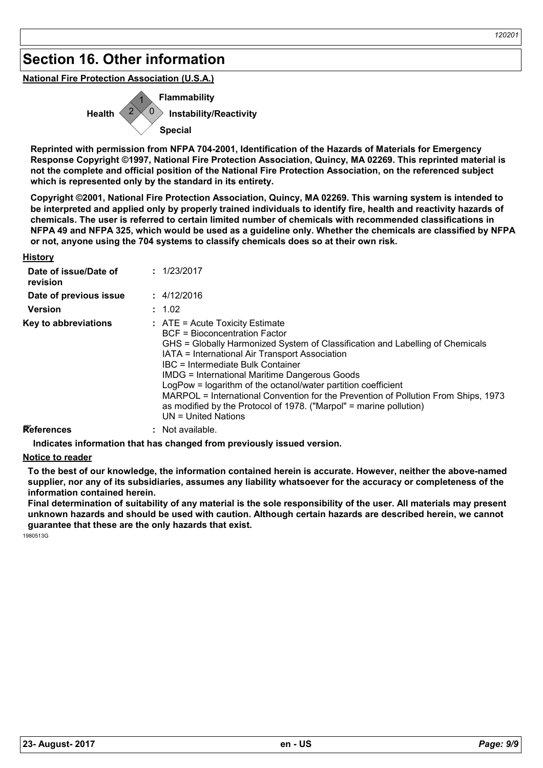## Section 16. Other information

**National Fire Protection Association (U.S.A.)**

Flammability: 1
Health: 2
Instability/Reactivity: 0
Special

**Reprinted with permission from NFPA 704-2001, Identification of the Hazards of Materials for Emergency Response Copyright ©1997, National Fire Protection Association, Quincy, MA 02269. This reprinted material is not the complete and official position of the National Fire Protection Association, on the referenced subject which is represented only by the standard in its entirety.**

**Copyright ©2001, National Fire Protection Association, Quincy, MA 02269. This warning system is intended to be interpreted and applied only by properly trained individuals to identify fire, health and reactivity hazards of chemicals. The user is referred to certain limited number of chemicals with recommended classifications in NFPA 49 and NFPA 325, which would be used as a guideline only. Whether the chemicals are classified by NFPA or not, anyone using the 704 systems to classify chemicals does so at their own risk.**

**History**

| | |
|---|---|
| **Date of issue/Date of revision** | : 1/23/2017 |
| **Date of previous issue** | : 4/12/2016 |
| **Version** | : 1.02 |
| **Key to abbreviations** | : ATE = Acute Toxicity Estimate<br>BCF = Bioconcentration Factor<br>GHS = Globally Harmonized System of Classification and Labelling of Chemicals<br>IATA = International Air Transport Association<br>IBC = Intermediate Bulk Container<br>IMDG = International Maritime Dangerous Goods<br>LogPow = logarithm of the octanol/water partition coefficient<br>MARPOL = International Convention for the Prevention of Pollution From Ships, 1973 as modified by the Protocol of 1978. ("Marpol" = marine pollution)<br>UN = United Nations |
| **References** | : Not available. |

**Indicates information that has changed from previously issued version.**

**Notice to reader**

**To the best of our knowledge, the information contained herein is accurate. However, neither the above-named supplier, nor any of its subsidiaries, assumes any liability whatsoever for the accuracy or completeness of the information contained herein.**
**Final determination of suitability of any material is the sole responsibility of the user. All materials may present unknown hazards and should be used with caution. Although certain hazards are described herein, we cannot guarantee that these are the only hazards that exist.**

1980513G